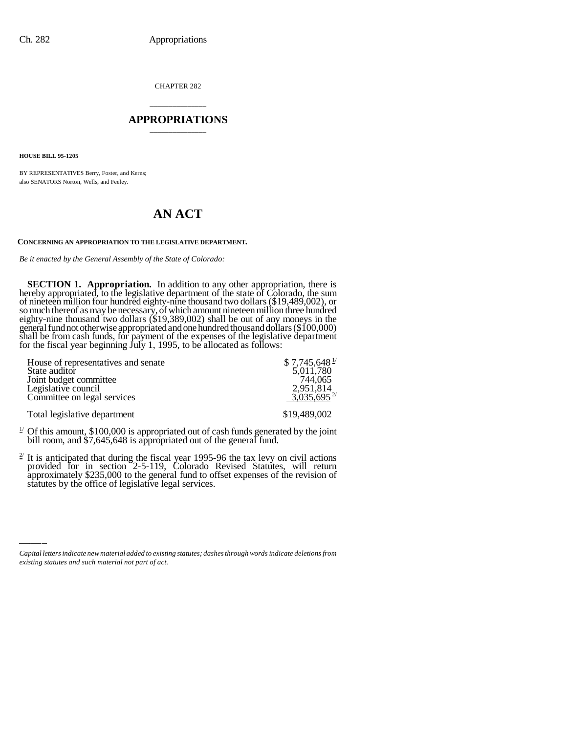CHAPTER 282

# APPROPRIATIONS

**HOUSE BILL 95-1205**

BY REPRESENTATIVES Berry, Foster, and Kerns;
also SENATORS Norton, Wells, and Feeley.

# AN ACT

**CONCERNING AN APPROPRIATION TO THE LEGISLATIVE DEPARTMENT.**

*Be it enacted by the General Assembly of the State of Colorado:*

**SECTION 1. Appropriation.** In addition to any other appropriation, there is hereby appropriated, to the legislative department of the state of Colorado, the sum of nineteen million four hundred eighty-nine thousand two dollars ($19,489,002), or so much thereof as may be necessary, of which amount nineteen million three hundred eighty-nine thousand two dollars ($19,389,002) shall be out of any moneys in the general fund not otherwise appropriated and one hundred thousand dollars ($100,000) shall be from cash funds, for payment of the expenses of the legislative department for the fiscal year beginning July 1, 1995, to be allocated as follows:

| | |
|---|---|
| House of representatives and senate | $ 7,745,648 [1/] |
| State auditor | 5,011,780 |
| Joint budget committee | 744,065 |
| Legislative council | 2,951,814 |
| Committee on legal services | 3,035,695 [2/] |
| Total legislative department | $19,489,002 |

[1/] Of this amount, $100,000 is appropriated out of cash funds generated by the joint bill room, and $7,645,648 is appropriated out of the general fund.

[2/] It is anticipated that during the fiscal year 1995-96 the tax levy on civil actions provided for in section 2-5-119, Colorado Revised Statutes, will return approximately $235,000 to the general fund to offset expenses of the revision of statutes by the office of legislative legal services.

*Capital letters indicate new material added to existing statutes; dashes through words indicate deletions from existing statutes and such material not part of act.*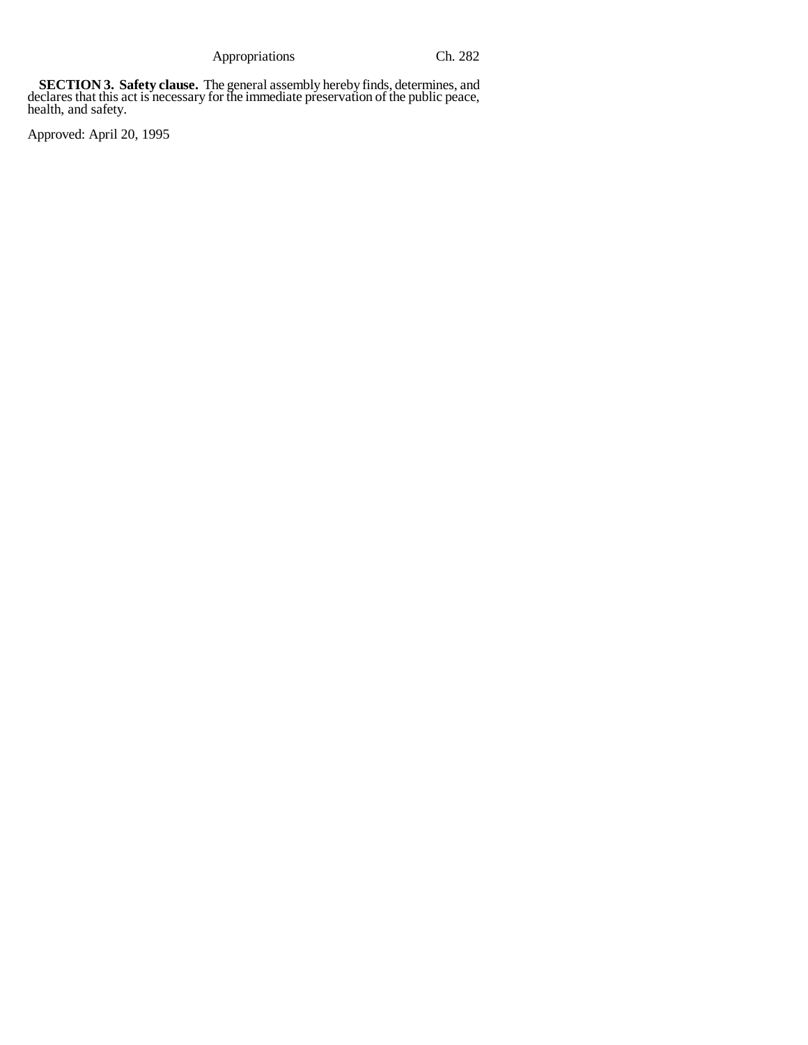**SECTION 3. Safety clause.** The general assembly hereby finds, determines, and declares that this act is necessary for the immediate preservation of the public peace, health, and safety.

Approved: April 20, 1995